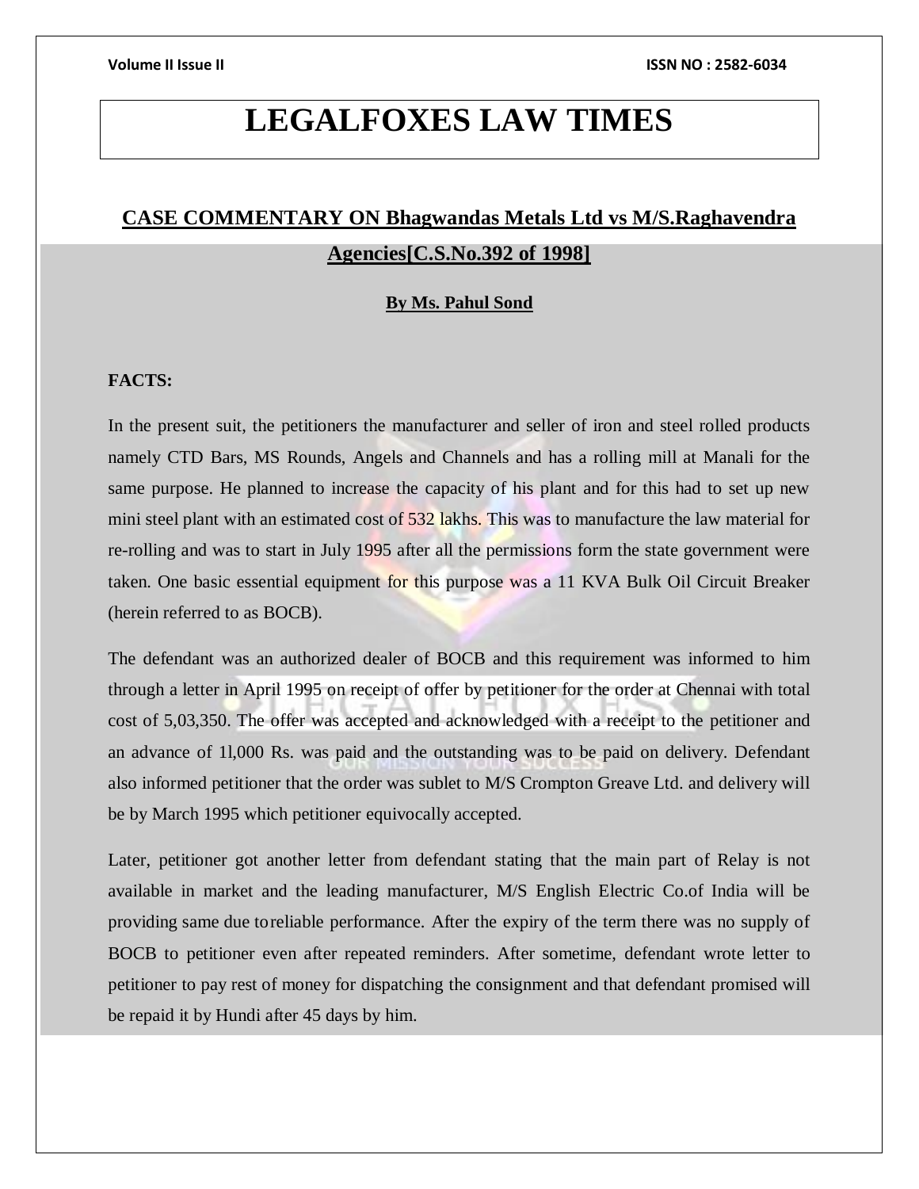# LEGALFOXES LAW TIMES

## CASE COMMENTARY ON Bhagwandas Metals Ltd vs M/S.Raghavendra Agencies[C.S.No.392 of 1998]

**By Ms. Pahul Sond**

**FACTS:**

In the present suit, the petitioners the manufacturer and seller of iron and steel rolled products namely CTD Bars, MS Rounds, Angels and Channels and has a rolling mill at Manali for the same purpose. He planned to increase the capacity of his plant and for this had to set up new mini steel plant with an estimated cost of 532 lakhs. This was to manufacture the law material for re-rolling and was to start in July 1995 after all the permissions form the state government were taken. One basic essential equipment for this purpose was a 11 KVA Bulk Oil Circuit Breaker (herein referred to as BOCB).

The defendant was an authorized dealer of BOCB and this requirement was informed to him through a letter in April 1995 on receipt of offer by petitioner for the order at Chennai with total cost of 5,03,350. The offer was accepted and acknowledged with a receipt to the petitioner and an advance of 1l,000 Rs. was paid and the outstanding was to be paid on delivery. Defendant also informed petitioner that the order was sublet to M/S Crompton Greave Ltd. and delivery will be by March 1995 which petitioner equivocally accepted.

Later, petitioner got another letter from defendant stating that the main part of Relay is not available in market and the leading manufacturer, M/S English Electric Co.of India will be providing same due toreliable performance. After the expiry of the term there was no supply of BOCB to petitioner even after repeated reminders. After sometime, defendant wrote letter to petitioner to pay rest of money for dispatching the consignment and that defendant promised will be repaid it by Hundi after 45 days by him.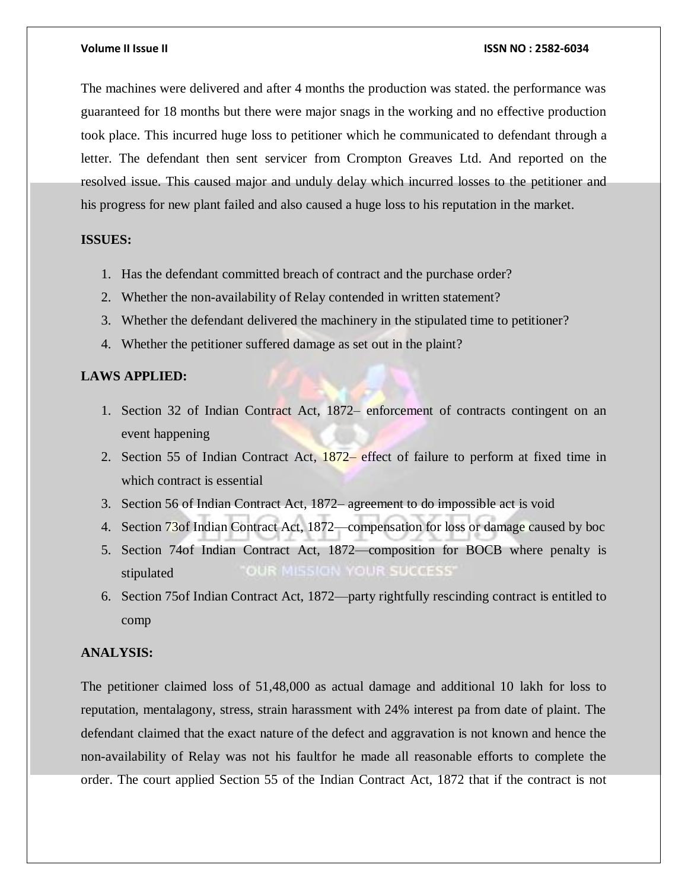The machines were delivered and after 4 months the production was stated. the performance was guaranteed for 18 months but there were major snags in the working and no effective production took place. This incurred huge loss to petitioner which he communicated to defendant through a letter. The defendant then sent servicer from Crompton Greaves Ltd. And reported on the resolved issue. This caused major and unduly delay which incurred losses to the petitioner and his progress for new plant failed and also caused a huge loss to his reputation in the market.

**ISSUES:**

1. Has the defendant committed breach of contract and the purchase order?
2. Whether the non-availability of Relay contended in written statement?
3. Whether the defendant delivered the machinery in the stipulated time to petitioner?
4. Whether the petitioner suffered damage as set out in the plaint?

**LAWS APPLIED:**

1. Section 32 of Indian Contract Act, 1872– enforcement of contracts contingent on an event happening
2. Section 55 of Indian Contract Act, 1872– effect of failure to perform at fixed time in which contract is essential
3. Section 56 of Indian Contract Act, 1872– agreement to do impossible act is void
4. Section 73of Indian Contract Act, 1872—compensation for loss or damage caused by boc
5. Section 74of Indian Contract Act, 1872—composition for BOCB where penalty is stipulated
6. Section 75of Indian Contract Act, 1872—party rightfully rescinding contract is entitled to comp

**ANALYSIS:**

The petitioner claimed loss of 51,48,000 as actual damage and additional 10 lakh for loss to reputation, mentalagony, stress, strain harassment with 24% interest pa from date of plaint. The defendant claimed that the exact nature of the defect and aggravation is not known and hence the non-availability of Relay was not his faultfor he made all reasonable efforts to complete the order. The court applied Section 55 of the Indian Contract Act, 1872 that if the contract is not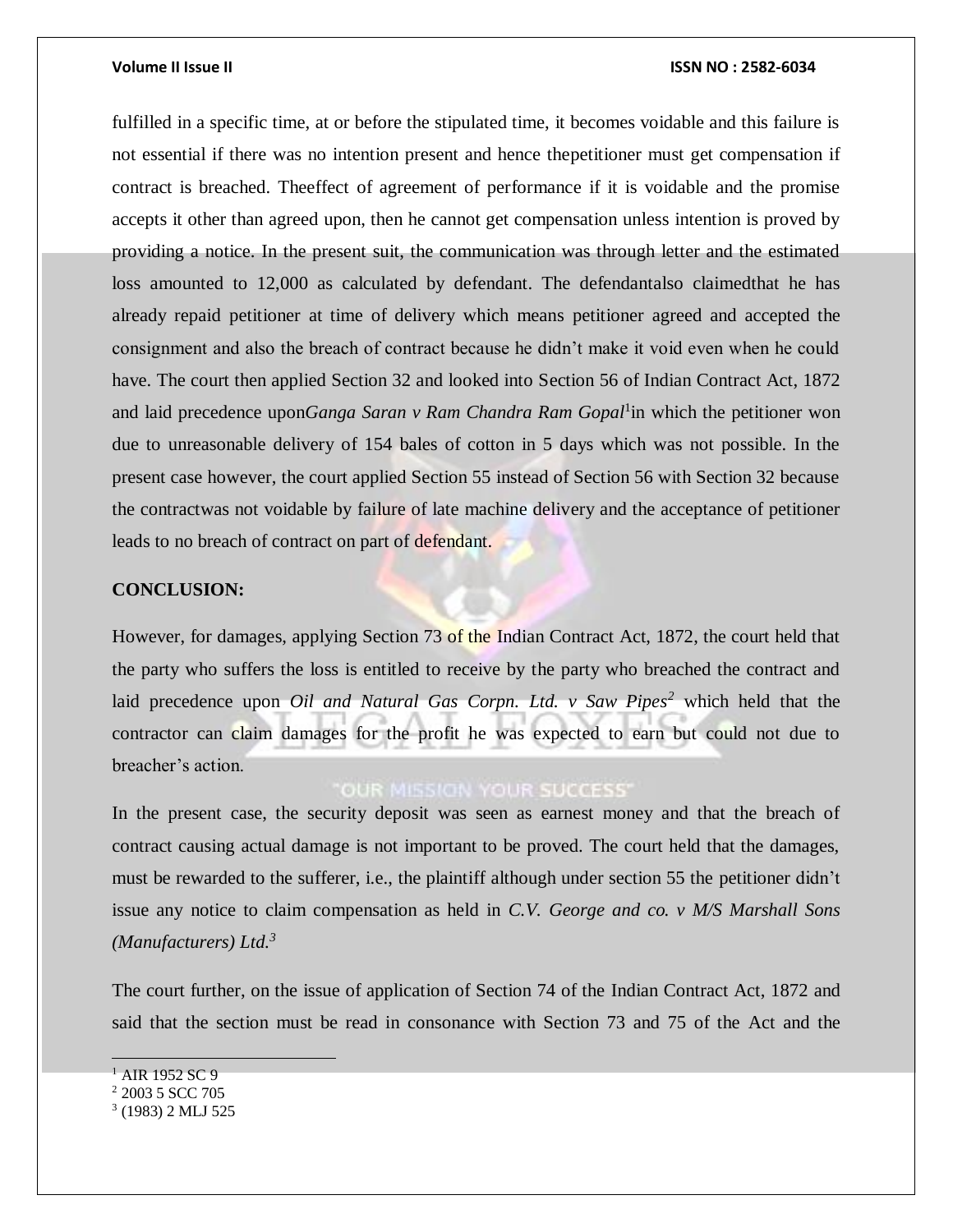fulfilled in a specific time, at or before the stipulated time, it becomes voidable and this failure is not essential if there was no intention present and hence thepetitioner must get compensation if contract is breached. Theeffect of agreement of performance if it is voidable and the promise accepts it other than agreed upon, then he cannot get compensation unless intention is proved by providing a notice. In the present suit, the communication was through letter and the estimated loss amounted to 12,000 as calculated by defendant. The defendantalso claimedthat he has already repaid petitioner at time of delivery which means petitioner agreed and accepted the consignment and also the breach of contract because he didn't make it void even when he could have. The court then applied Section 32 and looked into Section 56 of Indian Contract Act, 1872 and laid precedence upon*Ganga Saran v Ram Chandra Ram Gopal*[1]in which the petitioner won due to unreasonable delivery of 154 bales of cotton in 5 days which was not possible. In the present case however, the court applied Section 55 instead of Section 56 with Section 32 because the contractwas not voidable by failure of late machine delivery and the acceptance of petitioner leads to no breach of contract on part of defendant.

**CONCLUSION:**

However, for damages, applying Section 73 of the Indian Contract Act, 1872, the court held that the party who suffers the loss is entitled to receive by the party who breached the contract and laid precedence upon *Oil and Natural Gas Corpn. Ltd. v Saw Pipes*[2] which held that the contractor can claim damages for the profit he was expected to earn but could not due to breacher's action.

In the present case, the security deposit was seen as earnest money and that the breach of contract causing actual damage is not important to be proved. The court held that the damages, must be rewarded to the sufferer, i.e., the plaintiff although under section 55 the petitioner didn't issue any notice to claim compensation as held in *C.V. George and co. v M/S Marshall Sons (Manufacturers) Ltd.*[3]

The court further, on the issue of application of Section 74 of the Indian Contract Act, 1872 and said that the section must be read in consonance with Section 73 and 75 of the Act and the

---

[1] AIR 1952 SC 9

[2] 2003 5 SCC 705

[3] (1983) 2 MLJ 525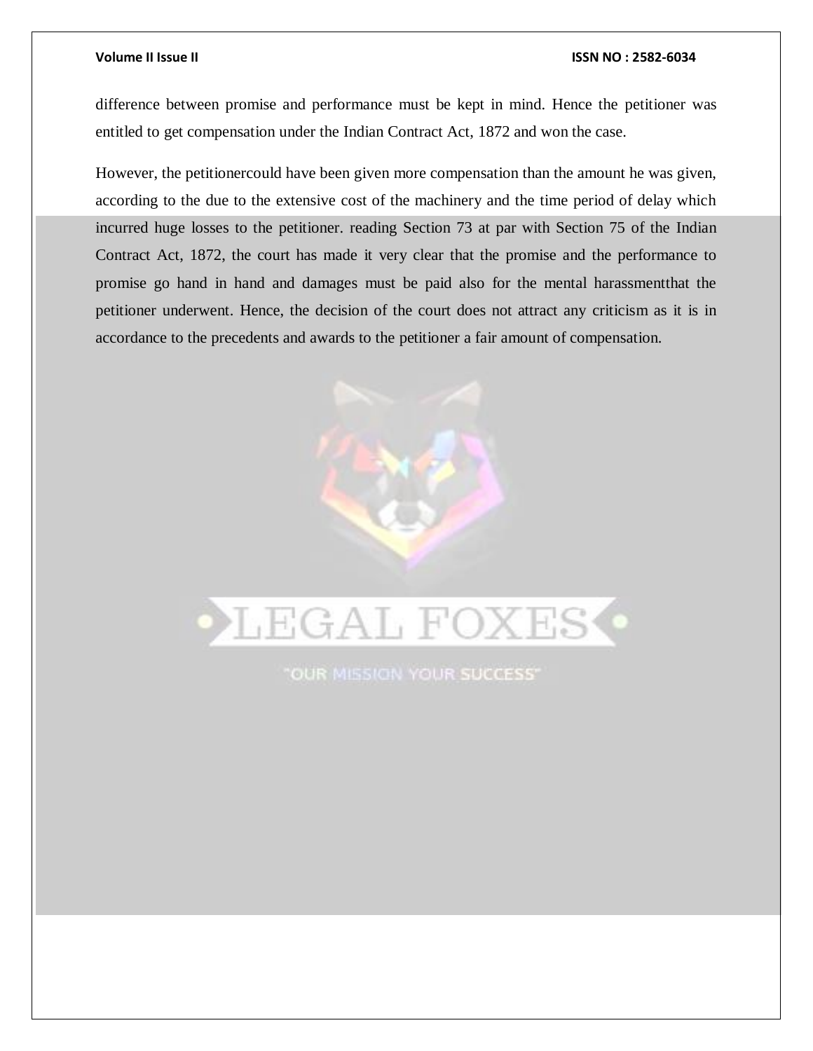difference between promise and performance must be kept in mind. Hence the petitioner was entitled to get compensation under the Indian Contract Act, 1872 and won the case.

However, the petitionercould have been given more compensation than the amount he was given, according to the due to the extensive cost of the machinery and the time period of delay which incurred huge losses to the petitioner. reading Section 73 at par with Section 75 of the Indian Contract Act, 1872, the court has made it very clear that the promise and the performance to promise go hand in hand and damages must be paid also for the mental harassmentthat the petitioner underwent. Hence, the decision of the court does not attract any criticism as it is in accordance to the precedents and awards to the petitioner a fair amount of compensation.